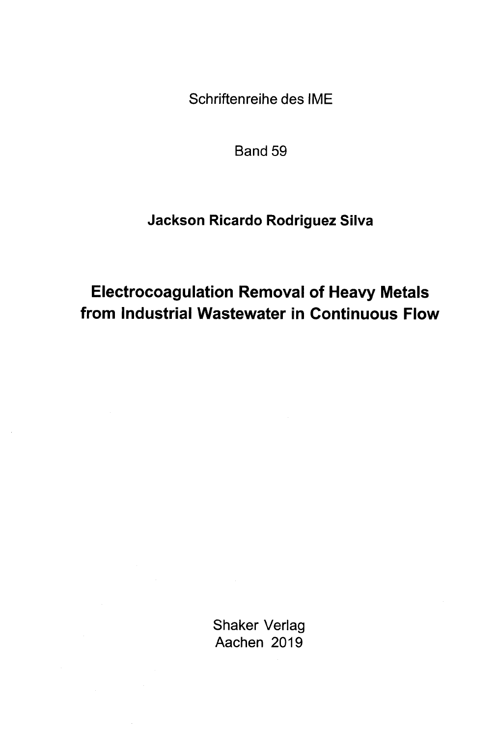Schriftenreihe des IME

Band 59

**Jackson Ricardo Rodriguez Silva**

# Electrocoagulation Removal of Heavy Metals from Industrial Wastewater in Continuous Flow

Shaker Verlag
Aachen 2019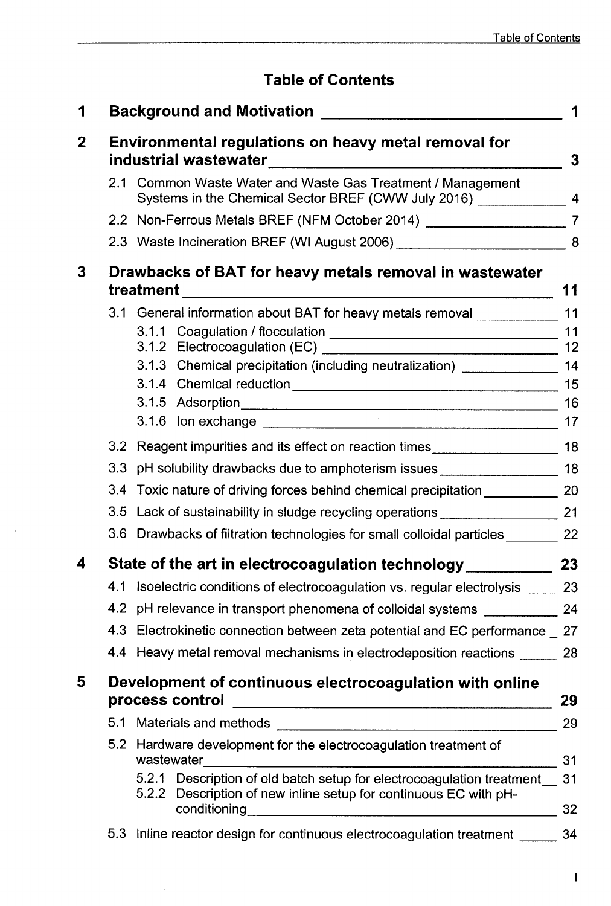# Table of Contents

**1 Background and Motivation** 1

**2 Environmental regulations on heavy metal removal for industrial wastewater** 3

- 2.1 Common Waste Water and Waste Gas Treatment / Management Systems in the Chemical Sector BREF (CWW July 2016) 4
- 2.2 Non-Ferrous Metals BREF (NFM October 2014) 7
- 2.3 Waste Incineration BREF (WI August 2006) 8

**3 Drawbacks of BAT for heavy metals removal in wastewater treatment** 11

- 3.1 General information about BAT for heavy metals removal 11
  - 3.1.1 Coagulation / flocculation 11
  - 3.1.2 Electrocoagulation (EC) 12
  - 3.1.3 Chemical precipitation (including neutralization) 14
  - 3.1.4 Chemical reduction 15
  - 3.1.5 Adsorption 16
  - 3.1.6 Ion exchange 17
- 3.2 Reagent impurities and its effect on reaction times 18
- 3.3 pH solubility drawbacks due to amphoterism issues 18
- 3.4 Toxic nature of driving forces behind chemical precipitation 20
- 3.5 Lack of sustainability in sludge recycling operations 21
- 3.6 Drawbacks of filtration technologies for small colloidal particles 22

**4 State of the art in electrocoagulation technology** 23

- 4.1 Isoelectric conditions of electrocoagulation vs. regular electrolysis 23
- 4.2 pH relevance in transport phenomena of colloidal systems 24
- 4.3 Electrokinetic connection between zeta potential and EC performance 27
- 4.4 Heavy metal removal mechanisms in electrodeposition reactions 28

**5 Development of continuous electrocoagulation with online process control** 29

- 5.1 Materials and methods 29
- 5.2 Hardware development for the electrocoagulation treatment of wastewater 31
  - 5.2.1 Description of old batch setup for electrocoagulation treatment 31
  - 5.2.2 Description of new inline setup for continuous EC with pH-conditioning 32
- 5.3 Inline reactor design for continuous electrocoagulation treatment 34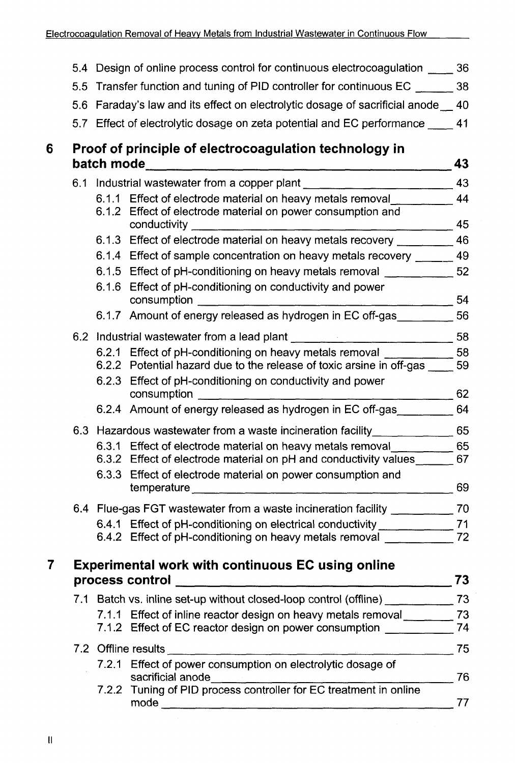5.4 Design of online process control for continuous electrocoagulation ____ 36

5.5 Transfer function and tuning of PID controller for continuous EC ______ 38

5.6 Faraday's law and its effect on electrolytic dosage of sacrificial anode __ 40

5.7 Effect of electrolytic dosage on zeta potential and EC performance ____ 41

## 6 Proof of principle of electrocoagulation technology in batch mode ______ 43

6.1 Industrial wastewater from a copper plant ______ 43

- 6.1.1 Effect of electrode material on heavy metals removal ______ 44
- 6.1.2 Effect of electrode material on power consumption and conductivity ______ 45
- 6.1.3 Effect of electrode material on heavy metals recovery ______ 46
- 6.1.4 Effect of sample concentration on heavy metals recovery ______ 49
- 6.1.5 Effect of pH-conditioning on heavy metals removal ______ 52
- 6.1.6 Effect of pH-conditioning on conductivity and power consumption ______ 54
- 6.1.7 Amount of energy released as hydrogen in EC off-gas ______ 56

6.2 Industrial wastewater from a lead plant ______ 58

- 6.2.1 Effect of pH-conditioning on heavy metals removal ______ 58
- 6.2.2 Potential hazard due to the release of toxic arsine in off-gas ____ 59
- 6.2.3 Effect of pH-conditioning on conductivity and power consumption ______ 62
- 6.2.4 Amount of energy released as hydrogen in EC off-gas ______ 64

6.3 Hazardous wastewater from a waste incineration facility ______ 65

- 6.3.1 Effect of electrode material on heavy metals removal ______ 65
- 6.3.2 Effect of electrode material on pH and conductivity values ______ 67
- 6.3.3 Effect of electrode material on power consumption and temperature ______ 69

6.4 Flue-gas FGT wastewater from a waste incineration facility ______ 70

- 6.4.1 Effect of pH-conditioning on electrical conductivity ______ 71
- 6.4.2 Effect of pH-conditioning on heavy metals removal ______ 72

## 7 Experimental work with continuous EC using online process control ______ 73

7.1 Batch vs. inline set-up without closed-loop control (offline) ______ 73

- 7.1.1 Effect of inline reactor design on heavy metals removal ______ 73
- 7.1.2 Effect of EC reactor design on power consumption ______ 74

7.2 Offline results ______ 75

- 7.2.1 Effect of power consumption on electrolytic dosage of sacrificial anode ______ 76
- 7.2.2 Tuning of PID process controller for EC treatment in online mode ______ 77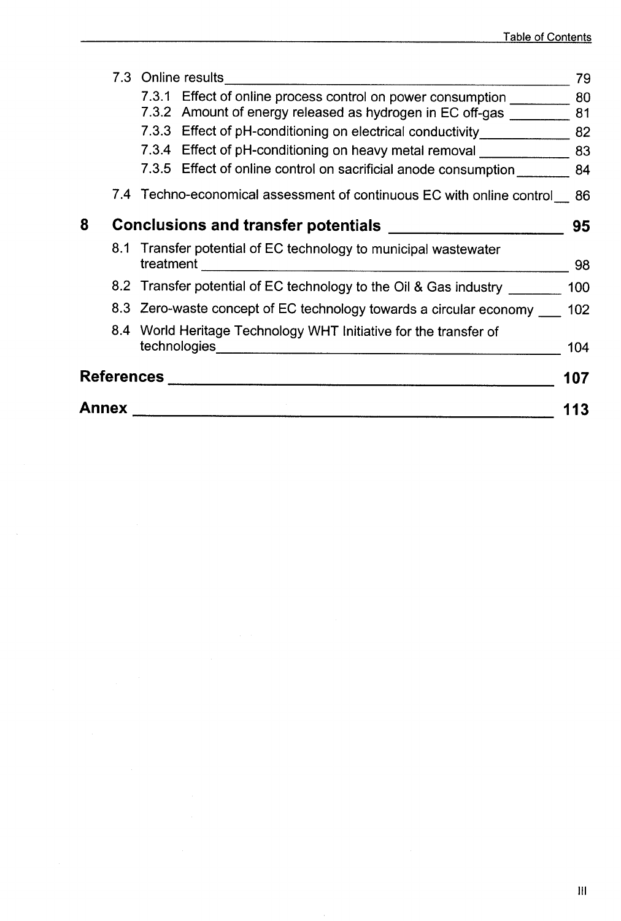7.3 Online results 79

7.3.1 Effect of online process control on power consumption 80

7.3.2 Amount of energy released as hydrogen in EC off-gas 81

7.3.3 Effect of pH-conditioning on electrical conductivity 82

7.3.4 Effect of pH-conditioning on heavy metal removal 83

7.3.5 Effect of online control on sacrificial anode consumption 84

7.4 Techno-economical assessment of continuous EC with online control 86

**8 Conclusions and transfer potentials 95**

8.1 Transfer potential of EC technology to municipal wastewater treatment 98

8.2 Transfer potential of EC technology to the Oil & Gas industry 100

8.3 Zero-waste concept of EC technology towards a circular economy 102

8.4 World Heritage Technology WHT Initiative for the transfer of technologies 104

**References 107**

**Annex 113**